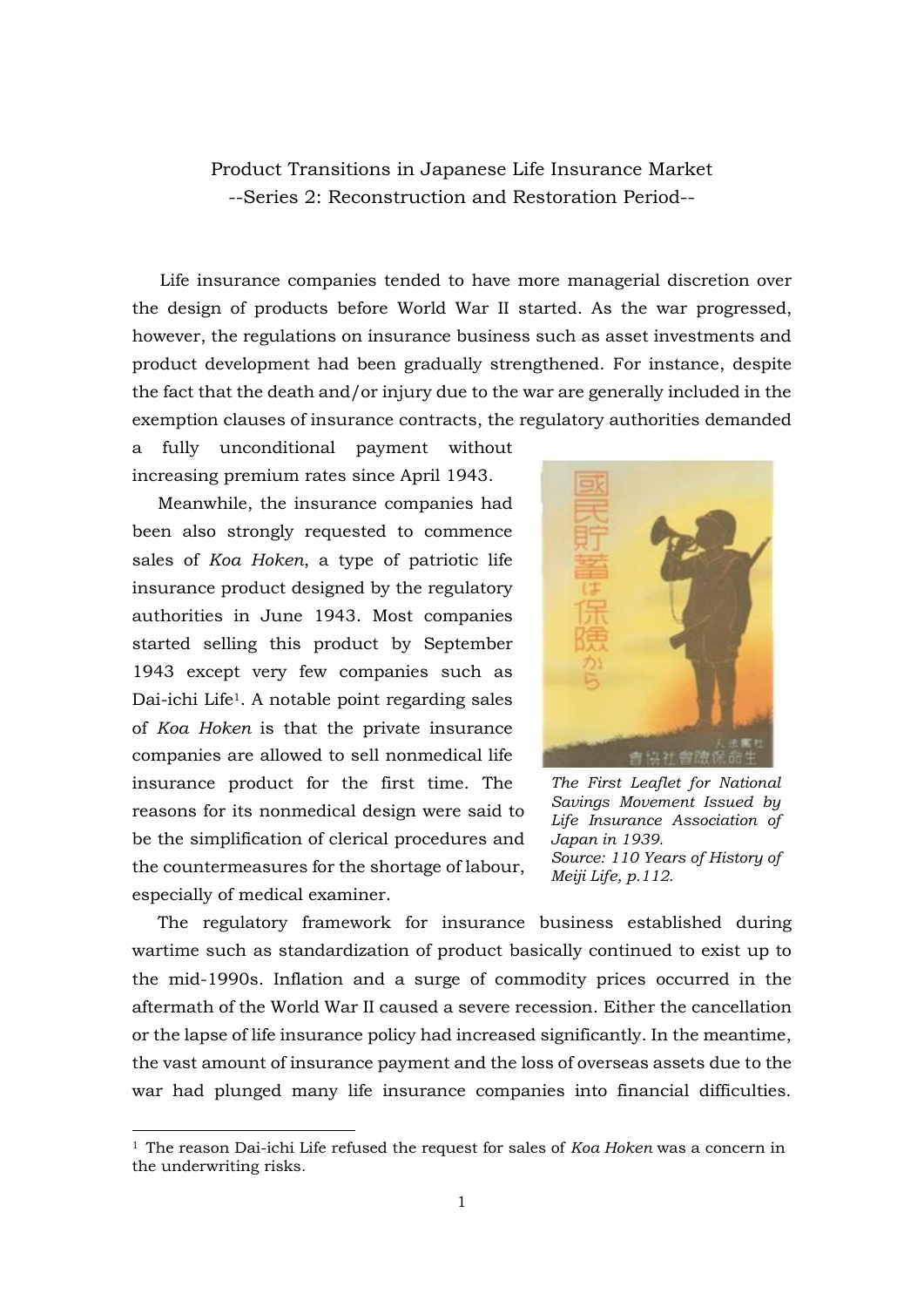# Product Transitions in Japanese Life Insurance Market

## --Series 2: Reconstruction and Restoration Period--

Life insurance companies tended to have more managerial discretion over the design of products before World War II started. As the war progressed, however, the regulations on insurance business such as asset investments and product development had been gradually strengthened. For instance, despite the fact that the death and/or injury due to the war are generally included in the exemption clauses of insurance contracts, the regulatory authorities demanded a fully unconditional payment without increasing premium rates since April 1943.

Meanwhile, the insurance companies had been also strongly requested to commence sales of *Koa Hoken*, a type of patriotic life insurance product designed by the regulatory authorities in June 1943. Most companies started selling this product by September 1943 except very few companies such as Dai-ichi Life[1]. A notable point regarding sales of *Koa Hoken* is that the private insurance companies are allowed to sell nonmedical life insurance product for the first time. The reasons for its nonmedical design were said to be the simplification of clerical procedures and the countermeasures for the shortage of labour, especially of medical examiner.

*The First Leaflet for National Savings Movement Issued by Life Insurance Association of Japan in 1939.*
*Source: 110 Years of History of Meiji Life, p.112.*

The regulatory framework for insurance business established during wartime such as standardization of product basically continued to exist up to the mid-1990s. Inflation and a surge of commodity prices occurred in the aftermath of the World War II caused a severe recession. Either the cancellation or the lapse of life insurance policy had increased significantly. In the meantime, the vast amount of insurance payment and the loss of overseas assets due to the war had plunged many life insurance companies into financial difficulties.

[1] The reason Dai-ichi Life refused the request for sales of *Koa Hoken* was a concern in the underwriting risks.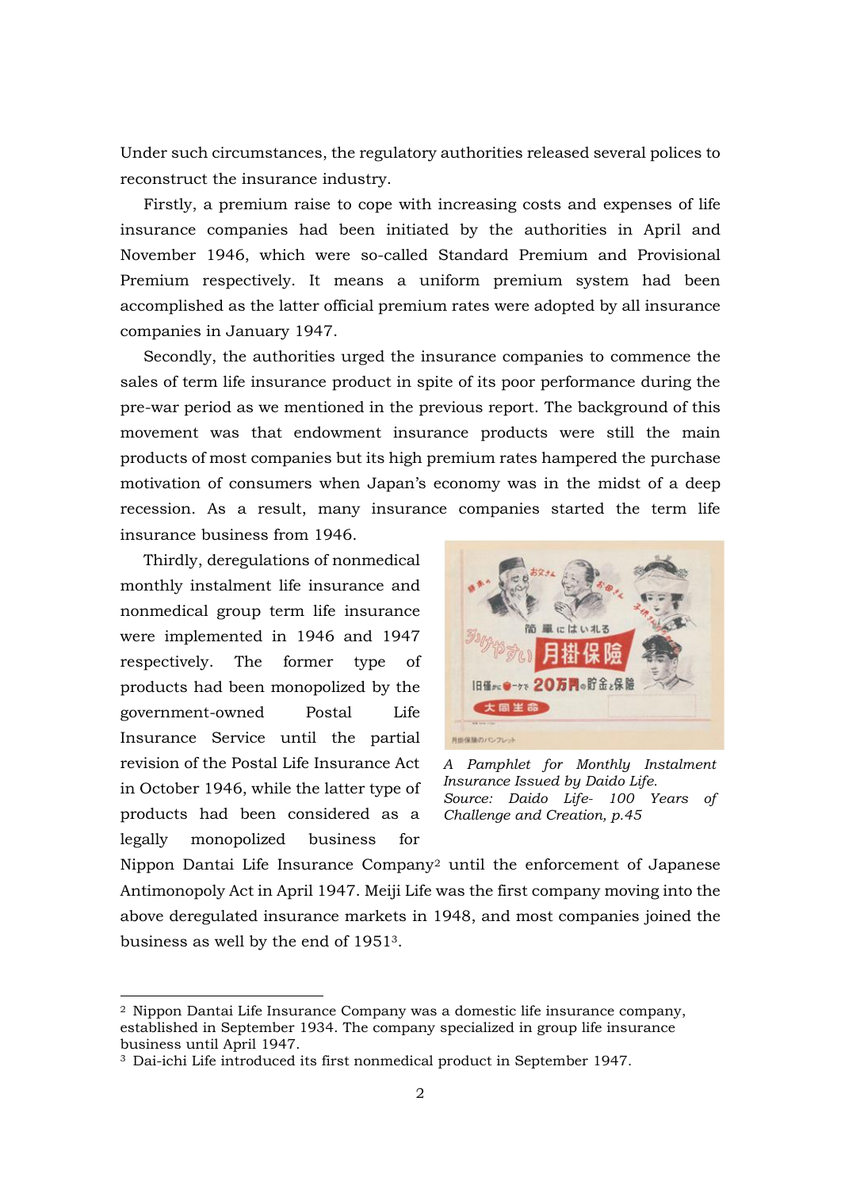Under such circumstances, the regulatory authorities released several polices to reconstruct the insurance industry.

Firstly, a premium raise to cope with increasing costs and expenses of life insurance companies had been initiated by the authorities in April and November 1946, which were so-called Standard Premium and Provisional Premium respectively. It means a uniform premium system had been accomplished as the latter official premium rates were adopted by all insurance companies in January 1947.

Secondly, the authorities urged the insurance companies to commence the sales of term life insurance product in spite of its poor performance during the pre-war period as we mentioned in the previous report. The background of this movement was that endowment insurance products were still the main products of most companies but its high premium rates hampered the purchase motivation of consumers when Japan's economy was in the midst of a deep recession. As a result, many insurance companies started the term life insurance business from 1946.

Thirdly, deregulations of nonmedical monthly instalment life insurance and nonmedical group term life insurance were implemented in 1946 and 1947 respectively. The former type of products had been monopolized by the government-owned Postal Life Insurance Service until the partial revision of the Postal Life Insurance Act in October 1946, while the latter type of products had been considered as a legally monopolized business for Nippon Dantai Life Insurance Company[2] until the enforcement of Japanese Antimonopoly Act in April 1947. Meiji Life was the first company moving into the above deregulated insurance markets in 1948, and most companies joined the business as well by the end of 1951[3].

*A Pamphlet for Monthly Instalment Insurance Issued by Daido Life.*
*Source: Daido Life- 100 Years of Challenge and Creation, p.45*

[2] Nippon Dantai Life Insurance Company was a domestic life insurance company, established in September 1934. The company specialized in group life insurance business until April 1947.

[3] Dai-ichi Life introduced its first nonmedical product in September 1947.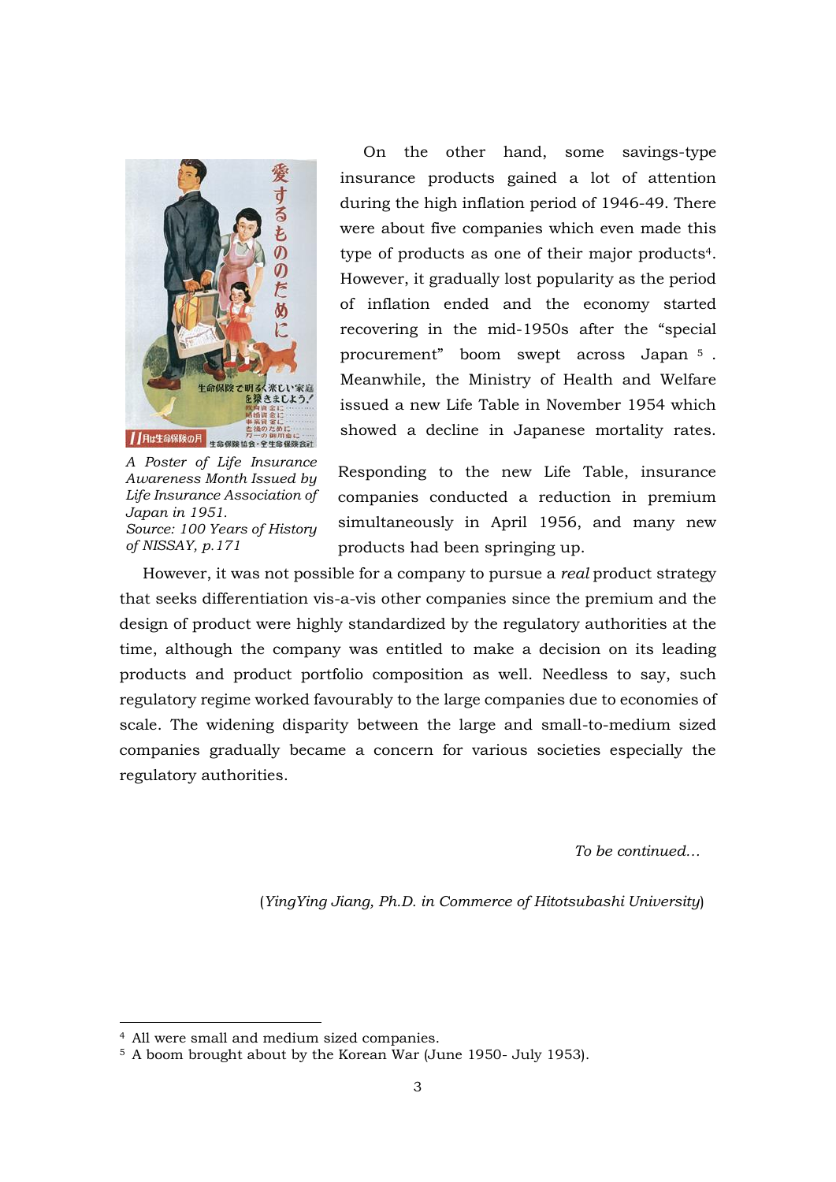On the other hand, some savings-type insurance products gained a lot of attention during the high inflation period of 1946-49. There were about five companies which even made this type of products as one of their major products[4]. However, it gradually lost popularity as the period of inflation ended and the economy started recovering in the mid-1950s after the "special procurement" boom swept across Japan[5]. Meanwhile, the Ministry of Health and Welfare issued a new Life Table in November 1954 which showed a decline in Japanese mortality rates.

*A Poster of Life Insurance Awareness Month Issued by Life Insurance Association of Japan in 1951.*
*Source: 100 Years of History of NISSAY, p.171*

Responding to the new Life Table, insurance companies conducted a reduction in premium simultaneously in April 1956, and many new products had been springing up.

However, it was not possible for a company to pursue a *real* product strategy that seeks differentiation vis-a-vis other companies since the premium and the design of product were highly standardized by the regulatory authorities at the time, although the company was entitled to make a decision on its leading products and product portfolio composition as well. Needless to say, such regulatory regime worked favourably to the large companies due to economies of scale. The widening disparity between the large and small-to-medium sized companies gradually became a concern for various societies especially the regulatory authorities.

*To be continued…*

(*YingYing Jiang, Ph.D. in Commerce of Hitotsubashi University*)

---

[4] All were small and medium sized companies.
[5] A boom brought about by the Korean War (June 1950- July 1953).